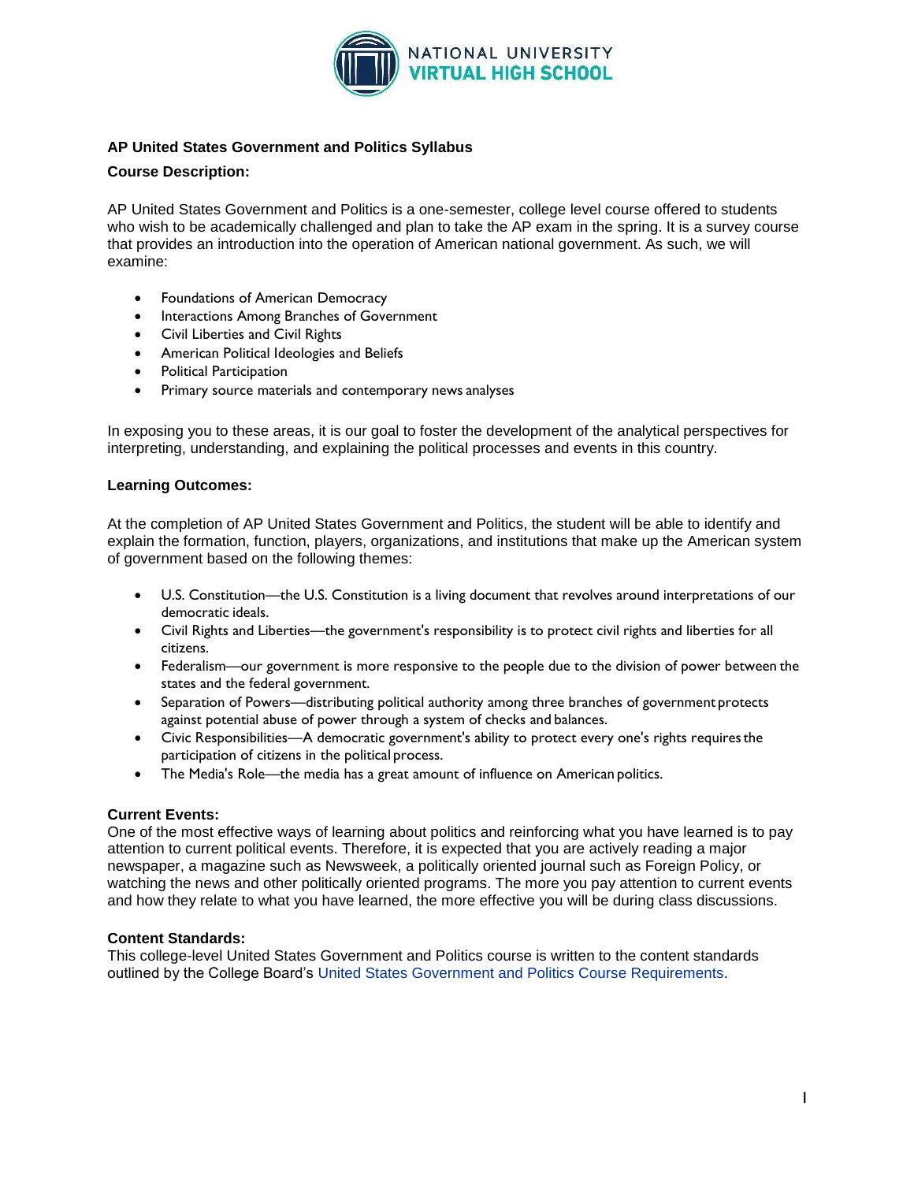## AP United States Government and Politics Syllabus

### Course Description:

AP United States Government and Politics is a one-semester, college level course offered to students who wish to be academically challenged and plan to take the AP exam in the spring. It is a survey course that provides an introduction into the operation of American national government. As such, we will examine:

- Foundations of American Democracy
- Interactions Among Branches of Government
- Civil Liberties and Civil Rights
- American Political Ideologies and Beliefs
- Political Participation
- Primary source materials and contemporary news analyses

In exposing you to these areas, it is our goal to foster the development of the analytical perspectives for interpreting, understanding, and explaining the political processes and events in this country.

### Learning Outcomes:

At the completion of AP United States Government and Politics, the student will be able to identify and explain the formation, function, players, organizations, and institutions that make up the American system of government based on the following themes:

- U.S. Constitution—the U.S. Constitution is a living document that revolves around interpretations of our democratic ideals.
- Civil Rights and Liberties—the government's responsibility is to protect civil rights and liberties for all citizens.
- Federalism—our government is more responsive to the people due to the division of power between the states and the federal government.
- Separation of Powers—distributing political authority among three branches of government protects against potential abuse of power through a system of checks and balances.
- Civic Responsibilities—A democratic government's ability to protect every one's rights requires the participation of citizens in the political process.
- The Media's Role—the media has a great amount of influence on American politics.

### Current Events:

One of the most effective ways of learning about politics and reinforcing what you have learned is to pay attention to current political events. Therefore, it is expected that you are actively reading a major newspaper, a magazine such as Newsweek, a politically oriented journal such as Foreign Policy, or watching the news and other politically oriented programs. The more you pay attention to current events and how they relate to what you have learned, the more effective you will be during class discussions.

### Content Standards:

This college-level United States Government and Politics course is written to the content standards outlined by the College Board's United States Government and Politics Course Requirements.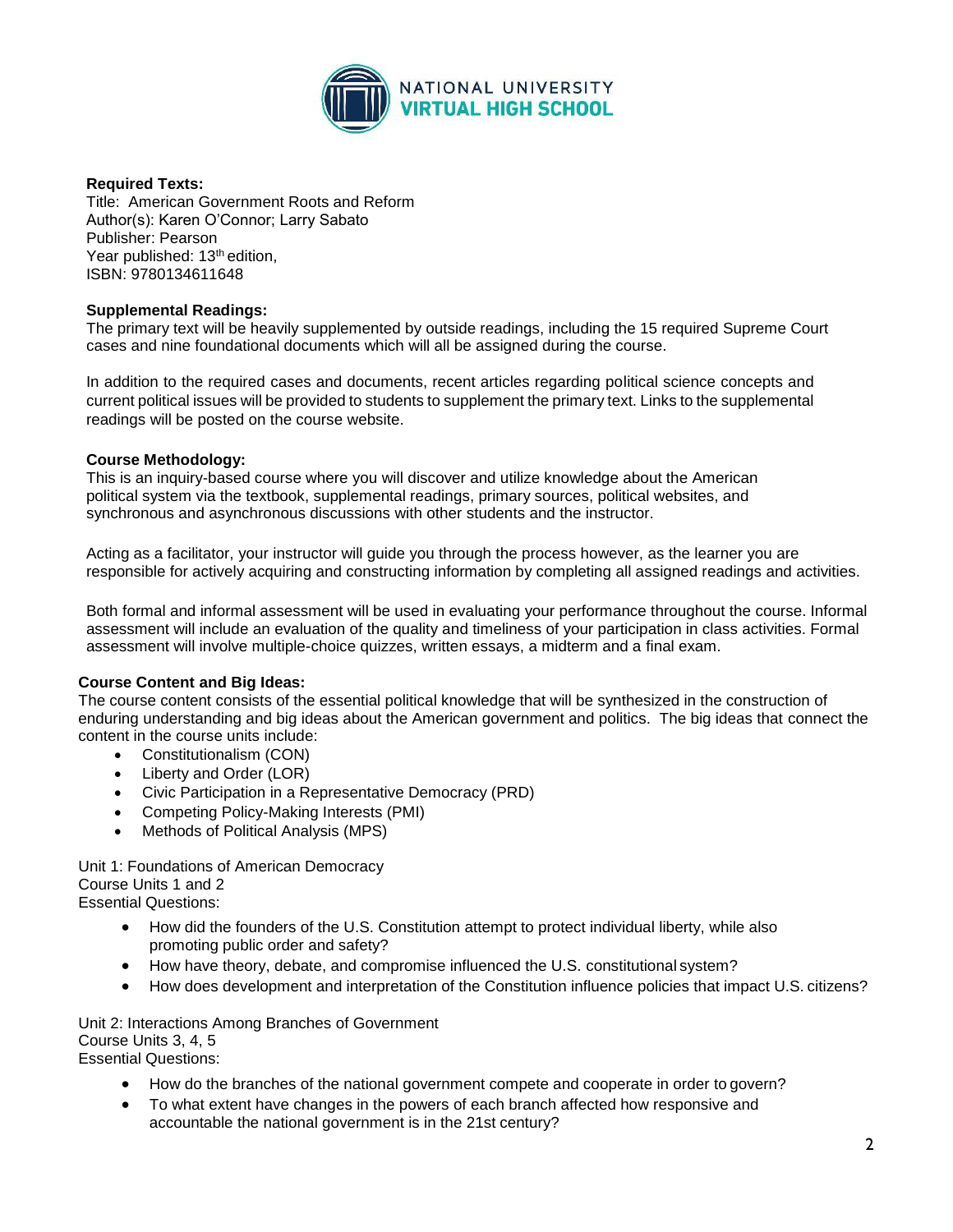**Required Texts:**
Title: American Government Roots and Reform
Author(s): Karen O'Connor; Larry Sabato
Publisher: Pearson
Year published: 13th edition,
ISBN: 9780134611648

**Supplemental Readings:**
The primary text will be heavily supplemented by outside readings, including the 15 required Supreme Court cases and nine foundational documents which will all be assigned during the course.

In addition to the required cases and documents, recent articles regarding political science concepts and current political issues will be provided to students to supplement the primary text. Links to the supplemental readings will be posted on the course website.

**Course Methodology:**
This is an inquiry-based course where you will discover and utilize knowledge about the American political system via the textbook, supplemental readings, primary sources, political websites, and synchronous and asynchronous discussions with other students and the instructor.

Acting as a facilitator, your instructor will guide you through the process however, as the learner you are responsible for actively acquiring and constructing information by completing all assigned readings and activities.

Both formal and informal assessment will be used in evaluating your performance throughout the course. Informal assessment will include an evaluation of the quality and timeliness of your participation in class activities. Formal assessment will involve multiple-choice quizzes, written essays, a midterm and a final exam.

**Course Content and Big Ideas:**
The course content consists of the essential political knowledge that will be synthesized in the construction of enduring understanding and big ideas about the American government and politics. The big ideas that connect the content in the course units include:

- Constitutionalism (CON)
- Liberty and Order (LOR)
- Civic Participation in a Representative Democracy (PRD)
- Competing Policy-Making Interests (PMI)
- Methods of Political Analysis (MPS)

Unit 1: Foundations of American Democracy
Course Units 1 and 2
Essential Questions:

- How did the founders of the U.S. Constitution attempt to protect individual liberty, while also promoting public order and safety?
- How have theory, debate, and compromise influenced the U.S. constitutional system?
- How does development and interpretation of the Constitution influence policies that impact U.S. citizens?

Unit 2: Interactions Among Branches of Government
Course Units 3, 4, 5
Essential Questions:

- How do the branches of the national government compete and cooperate in order to govern?
- To what extent have changes in the powers of each branch affected how responsive and accountable the national government is in the 21st century?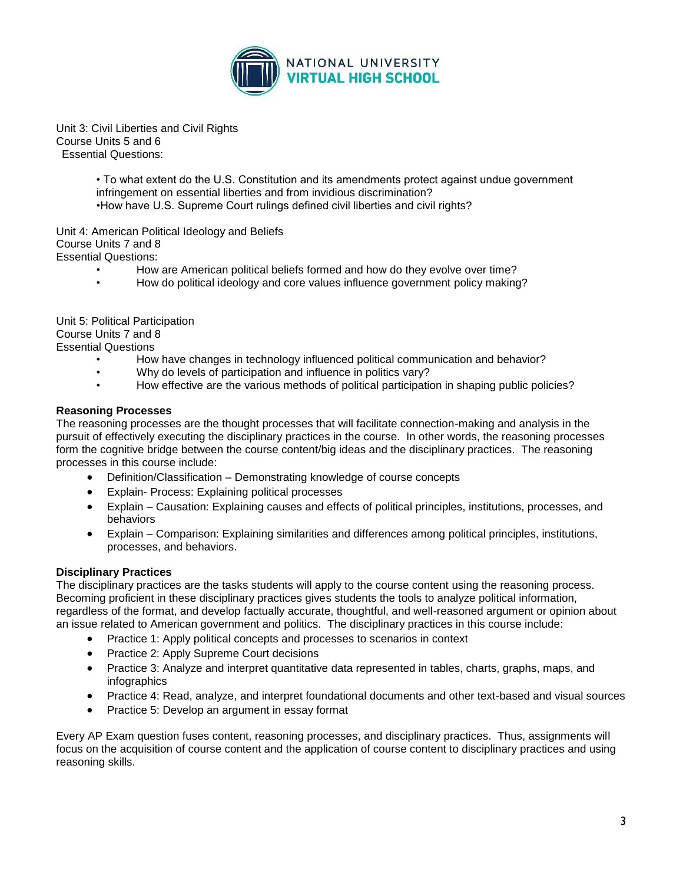Unit 3: Civil Liberties and Civil Rights
Course Units 5 and 6
Essential Questions:

- To what extent do the U.S. Constitution and its amendments protect against undue government infringement on essential liberties and from invidious discrimination?
- How have U.S. Supreme Court rulings defined civil liberties and civil rights?

Unit 4: American Political Ideology and Beliefs
Course Units 7 and 8
Essential Questions:

- How are American political beliefs formed and how do they evolve over time?
- How do political ideology and core values influence government policy making?

Unit 5: Political Participation
Course Units 7 and 8
Essential Questions

- How have changes in technology influenced political communication and behavior?
- Why do levels of participation and influence in politics vary?
- How effective are the various methods of political participation in shaping public policies?

**Reasoning Processes**

The reasoning processes are the thought processes that will facilitate connection-making and analysis in the pursuit of effectively executing the disciplinary practices in the course. In other words, the reasoning processes form the cognitive bridge between the course content/big ideas and the disciplinary practices. The reasoning processes in this course include:

- Definition/Classification – Demonstrating knowledge of course concepts
- Explain- Process: Explaining political processes
- Explain – Causation: Explaining causes and effects of political principles, institutions, processes, and behaviors
- Explain – Comparison: Explaining similarities and differences among political principles, institutions, processes, and behaviors.

**Disciplinary Practices**

The disciplinary practices are the tasks students will apply to the course content using the reasoning process. Becoming proficient in these disciplinary practices gives students the tools to analyze political information, regardless of the format, and develop factually accurate, thoughtful, and well-reasoned argument or opinion about an issue related to American government and politics. The disciplinary practices in this course include:

- Practice 1: Apply political concepts and processes to scenarios in context
- Practice 2: Apply Supreme Court decisions
- Practice 3: Analyze and interpret quantitative data represented in tables, charts, graphs, maps, and infographics
- Practice 4: Read, analyze, and interpret foundational documents and other text-based and visual sources
- Practice 5: Develop an argument in essay format

Every AP Exam question fuses content, reasoning processes, and disciplinary practices. Thus, assignments will focus on the acquisition of course content and the application of course content to disciplinary practices and using reasoning skills.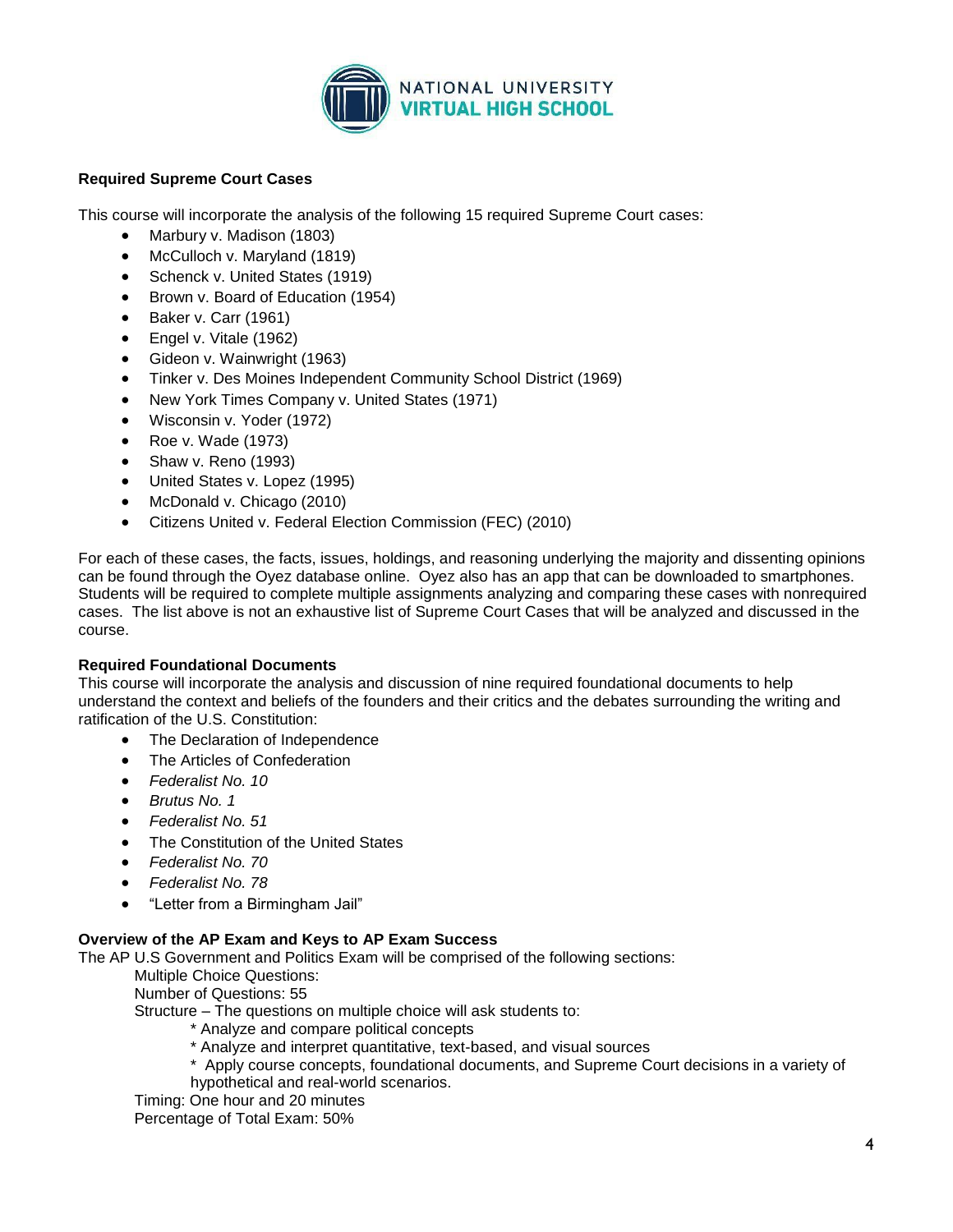**Required Supreme Court Cases**

This course will incorporate the analysis of the following 15 required Supreme Court cases:

- Marbury v. Madison (1803)
- McCulloch v. Maryland (1819)
- Schenck v. United States (1919)
- Brown v. Board of Education (1954)
- Baker v. Carr (1961)
- Engel v. Vitale (1962)
- Gideon v. Wainwright (1963)
- Tinker v. Des Moines Independent Community School District (1969)
- New York Times Company v. United States (1971)
- Wisconsin v. Yoder (1972)
- Roe v. Wade (1973)
- Shaw v. Reno (1993)
- United States v. Lopez (1995)
- McDonald v. Chicago (2010)
- Citizens United v. Federal Election Commission (FEC) (2010)

For each of these cases, the facts, issues, holdings, and reasoning underlying the majority and dissenting opinions can be found through the Oyez database online. Oyez also has an app that can be downloaded to smartphones. Students will be required to complete multiple assignments analyzing and comparing these cases with nonrequired cases. The list above is not an exhaustive list of Supreme Court Cases that will be analyzed and discussed in the course.

**Required Foundational Documents**

This course will incorporate the analysis and discussion of nine required foundational documents to help understand the context and beliefs of the founders and their critics and the debates surrounding the writing and ratification of the U.S. Constitution:

- The Declaration of Independence
- The Articles of Confederation
- *Federalist No. 10*
- *Brutus No. 1*
- *Federalist No. 51*
- The Constitution of the United States
- *Federalist No. 70*
- *Federalist No. 78*
- "Letter from a Birmingham Jail"

**Overview of the AP Exam and Keys to AP Exam Success**

The AP U.S Government and Politics Exam will be comprised of the following sections:

Multiple Choice Questions:

Number of Questions: 55

Structure – The questions on multiple choice will ask students to:

* Analyze and compare political concepts
* Analyze and interpret quantitative, text-based, and visual sources
* Apply course concepts, foundational documents, and Supreme Court decisions in a variety of hypothetical and real-world scenarios.

Timing: One hour and 20 minutes

Percentage of Total Exam: 50%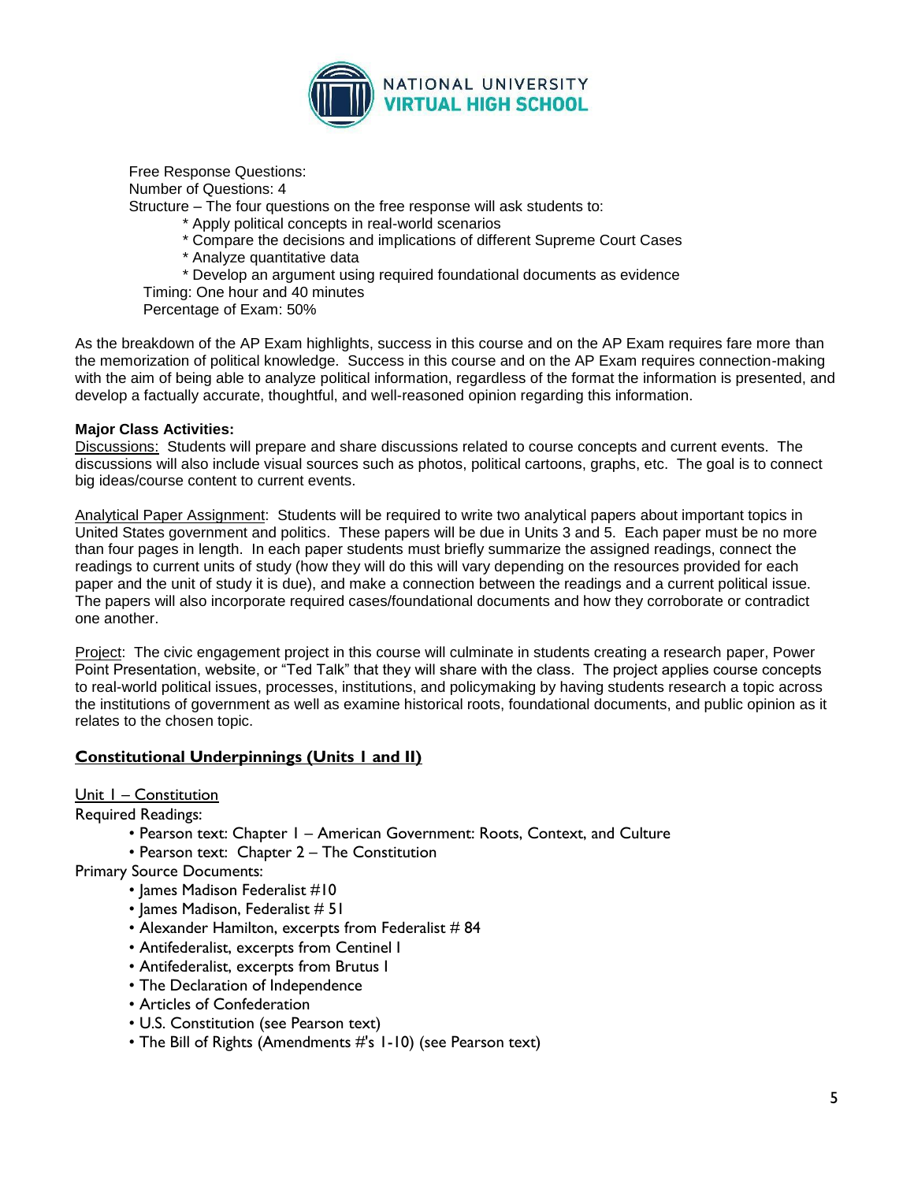Free Response Questions:
Number of Questions: 4
Structure – The four questions on the free response will ask students to:

* Apply political concepts in real-world scenarios
* Compare the decisions and implications of different Supreme Court Cases
* Analyze quantitative data
* Develop an argument using required foundational documents as evidence

Timing: One hour and 40 minutes
Percentage of Exam: 50%

As the breakdown of the AP Exam highlights, success in this course and on the AP Exam requires fare more than the memorization of political knowledge. Success in this course and on the AP Exam requires connection-making with the aim of being able to analyze political information, regardless of the format the information is presented, and develop a factually accurate, thoughtful, and well-reasoned opinion regarding this information.

**Major Class Activities:**

Discussions: Students will prepare and share discussions related to course concepts and current events. The discussions will also include visual sources such as photos, political cartoons, graphs, etc. The goal is to connect big ideas/course content to current events.

Analytical Paper Assignment: Students will be required to write two analytical papers about important topics in United States government and politics. These papers will be due in Units 3 and 5. Each paper must be no more than four pages in length. In each paper students must briefly summarize the assigned readings, connect the readings to current units of study (how they will do this will vary depending on the resources provided for each paper and the unit of study it is due), and make a connection between the readings and a current political issue. The papers will also incorporate required cases/foundational documents and how they corroborate or contradict one another.

Project: The civic engagement project in this course will culminate in students creating a research paper, Power Point Presentation, website, or "Ted Talk" that they will share with the class. The project applies course concepts to real-world political issues, processes, institutions, and policymaking by having students research a topic across the institutions of government as well as examine historical roots, foundational documents, and public opinion as it relates to the chosen topic.

## Constitutional Underpinnings (Units I and II)

Unit I – Constitution

Required Readings:

- Pearson text: Chapter 1 – American Government: Roots, Context, and Culture
- Pearson text: Chapter 2 – The Constitution

Primary Source Documents:

- James Madison Federalist #10
- James Madison, Federalist # 51
- Alexander Hamilton, excerpts from Federalist # 84
- Antifederalist, excerpts from Centinel I
- Antifederalist, excerpts from Brutus I
- The Declaration of Independence
- Articles of Confederation
- U.S. Constitution (see Pearson text)
- The Bill of Rights (Amendments #'s 1-10) (see Pearson text)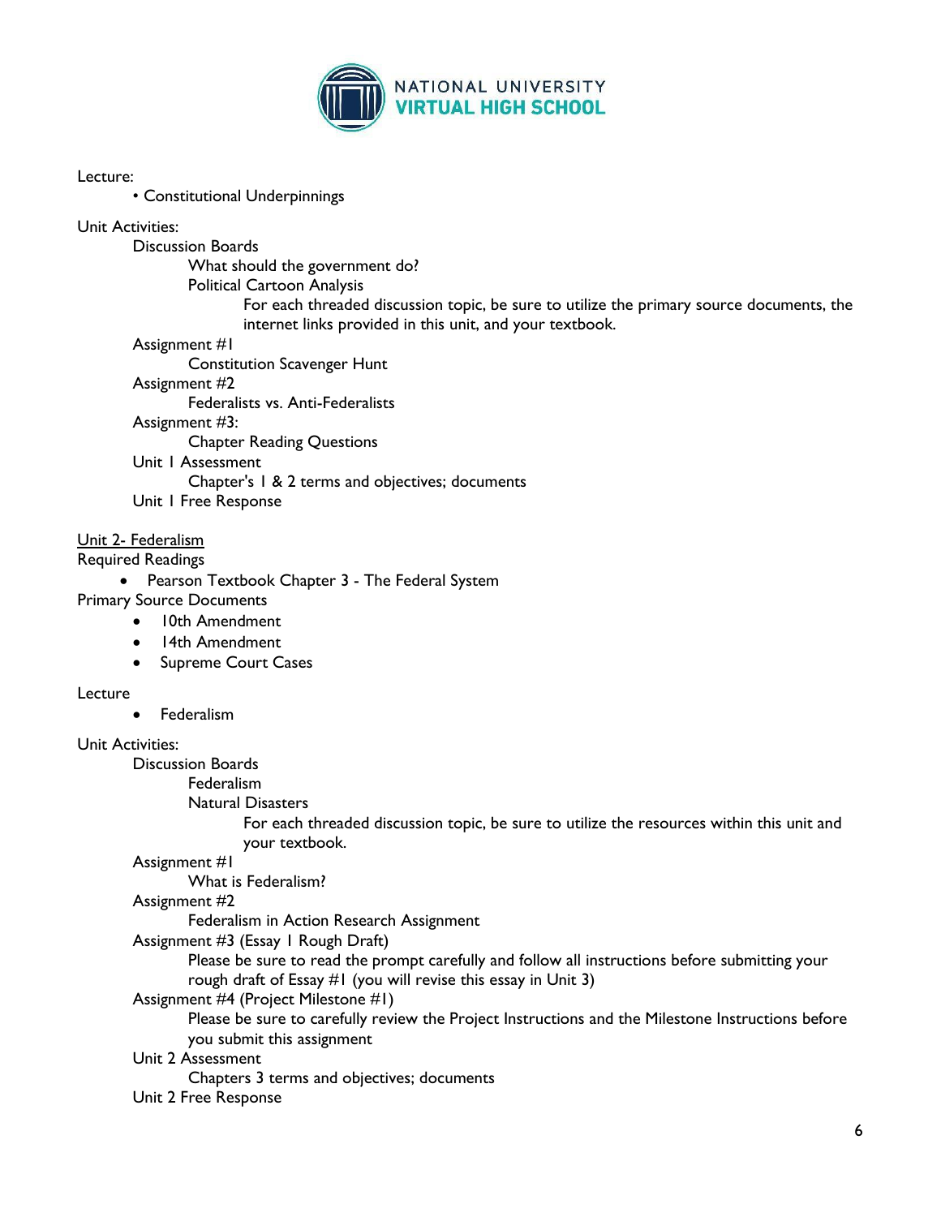Lecture:

- Constitutional Underpinnings

Unit Activities:

- Discussion Boards
  - What should the government do?
  - Political Cartoon Analysis
    - For each threaded discussion topic, be sure to utilize the primary source documents, the internet links provided in this unit, and your textbook.
- Assignment #1
  - Constitution Scavenger Hunt
- Assignment #2
  - Federalists vs. Anti-Federalists
- Assignment #3:
  - Chapter Reading Questions
- Unit 1 Assessment
  - Chapter's 1 & 2 terms and objectives; documents
- Unit 1 Free Response

<u>Unit 2- Federalism</u>

Required Readings

- Pearson Textbook Chapter 3 - The Federal System

Primary Source Documents

- 10th Amendment
- 14th Amendment
- Supreme Court Cases

Lecture

- Federalism

Unit Activities:

- Discussion Boards
  - Federalism
  - Natural Disasters
    - For each threaded discussion topic, be sure to utilize the resources within this unit and your textbook.
- Assignment #1
  - What is Federalism?
- Assignment #2
  - Federalism in Action Research Assignment
- Assignment #3 (Essay 1 Rough Draft)
  - Please be sure to read the prompt carefully and follow all instructions before submitting your rough draft of Essay #1 (you will revise this essay in Unit 3)
- Assignment #4 (Project Milestone #1)
  - Please be sure to carefully review the Project Instructions and the Milestone Instructions before you submit this assignment
- Unit 2 Assessment
  - Chapters 3 terms and objectives; documents
- Unit 2 Free Response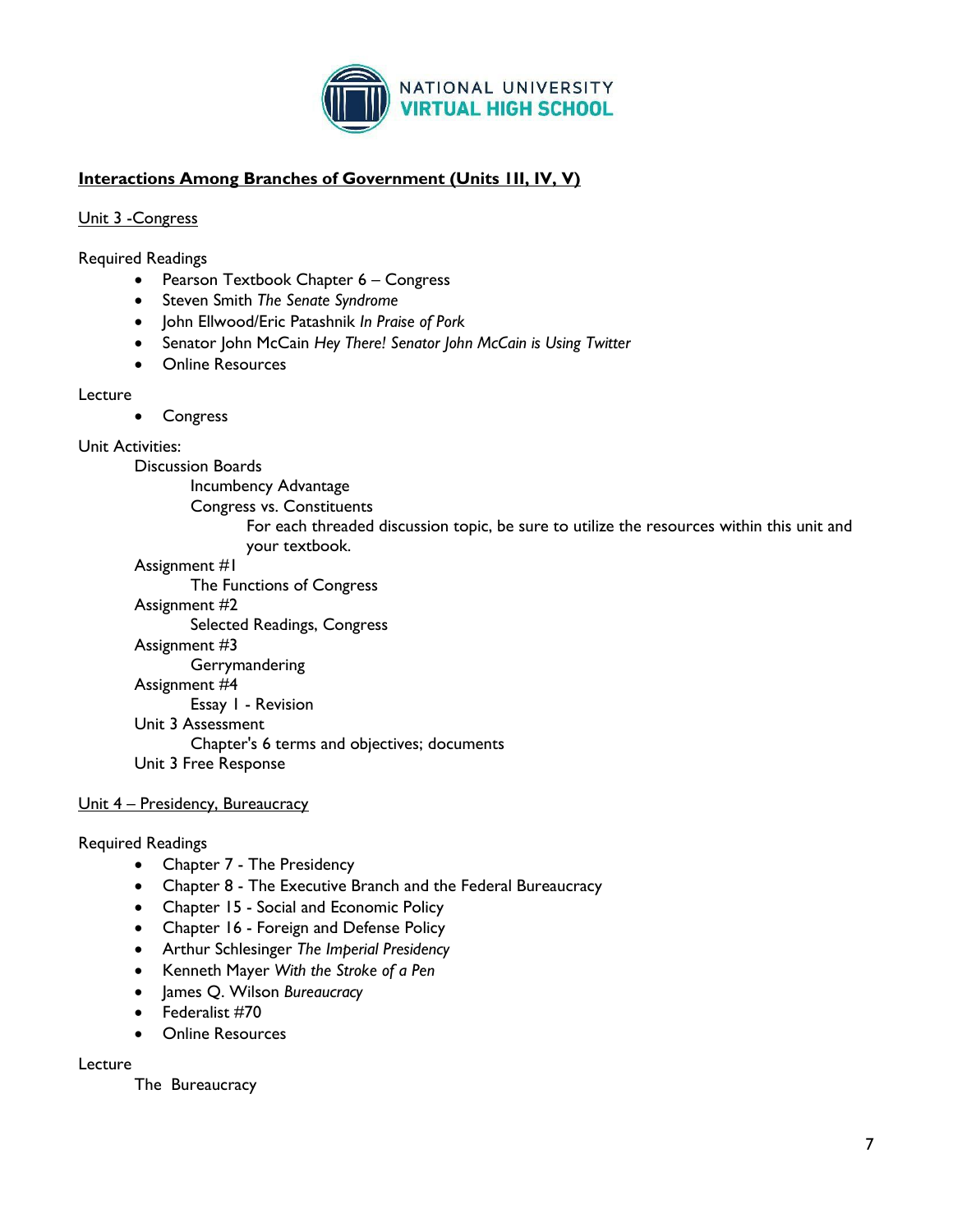## Interactions Among Branches of Government (Units III, IV, V)

### Unit 3 -Congress

Required Readings

- Pearson Textbook Chapter 6 – Congress
- Steven Smith *The Senate Syndrome*
- John Ellwood/Eric Patashnik *In Praise of Pork*
- Senator John McCain *Hey There! Senator John McCain is Using Twitter*
- Online Resources

Lecture

- Congress

Unit Activities:

- Discussion Boards
  - Incumbency Advantage
  - Congress vs. Constituents
    - For each threaded discussion topic, be sure to utilize the resources within this unit and your textbook.
- Assignment #1
  - The Functions of Congress
- Assignment #2
  - Selected Readings, Congress
- Assignment #3
  - Gerrymandering
- Assignment #4
  - Essay 1 - Revision
- Unit 3 Assessment
  - Chapter's 6 terms and objectives; documents
- Unit 3 Free Response

### Unit 4 – Presidency, Bureaucracy

Required Readings

- Chapter 7 - The Presidency
- Chapter 8 - The Executive Branch and the Federal Bureaucracy
- Chapter 15 - Social and Economic Policy
- Chapter 16 - Foreign and Defense Policy
- Arthur Schlesinger *The Imperial Presidency*
- Kenneth Mayer *With the Stroke of a Pen*
- James Q. Wilson *Bureaucracy*
- Federalist #70
- Online Resources

Lecture

- The Bureaucracy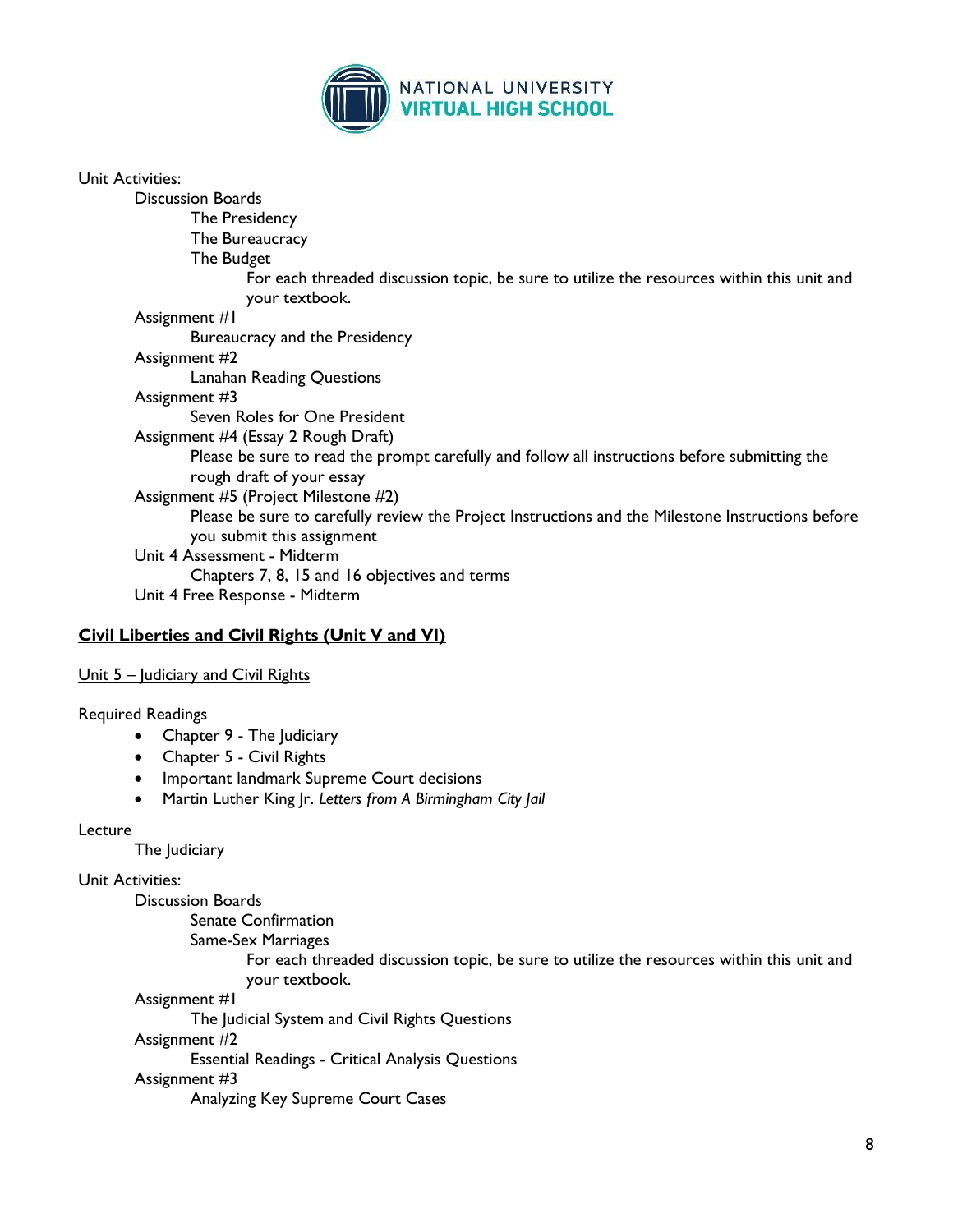Unit Activities:

- Discussion Boards
  - The Presidency
  - The Bureaucracy
  - The Budget
    - For each threaded discussion topic, be sure to utilize the resources within this unit and your textbook.
- Assignment #1
  - Bureaucracy and the Presidency
- Assignment #2
  - Lanahan Reading Questions
- Assignment #3
  - Seven Roles for One President
- Assignment #4 (Essay 2 Rough Draft)
  - Please be sure to read the prompt carefully and follow all instructions before submitting the rough draft of your essay
- Assignment #5 (Project Milestone #2)
  - Please be sure to carefully review the Project Instructions and the Milestone Instructions before you submit this assignment
- Unit 4 Assessment - Midterm
  - Chapters 7, 8, 15 and 16 objectives and terms
- Unit 4 Free Response - Midterm

## **Civil Liberties and Civil Rights (Unit V and VI)**

### Unit 5 – Judiciary and Civil Rights

Required Readings

- Chapter 9 - The Judiciary
- Chapter 5 - Civil Rights
- Important landmark Supreme Court decisions
- Martin Luther King Jr. *Letters from A Birmingham City Jail*

Lecture

- The Judiciary

Unit Activities:

- Discussion Boards
  - Senate Confirmation
  - Same-Sex Marriages
    - For each threaded discussion topic, be sure to utilize the resources within this unit and your textbook.
- Assignment #1
  - The Judicial System and Civil Rights Questions
- Assignment #2
  - Essential Readings - Critical Analysis Questions
- Assignment #3
  - Analyzing Key Supreme Court Cases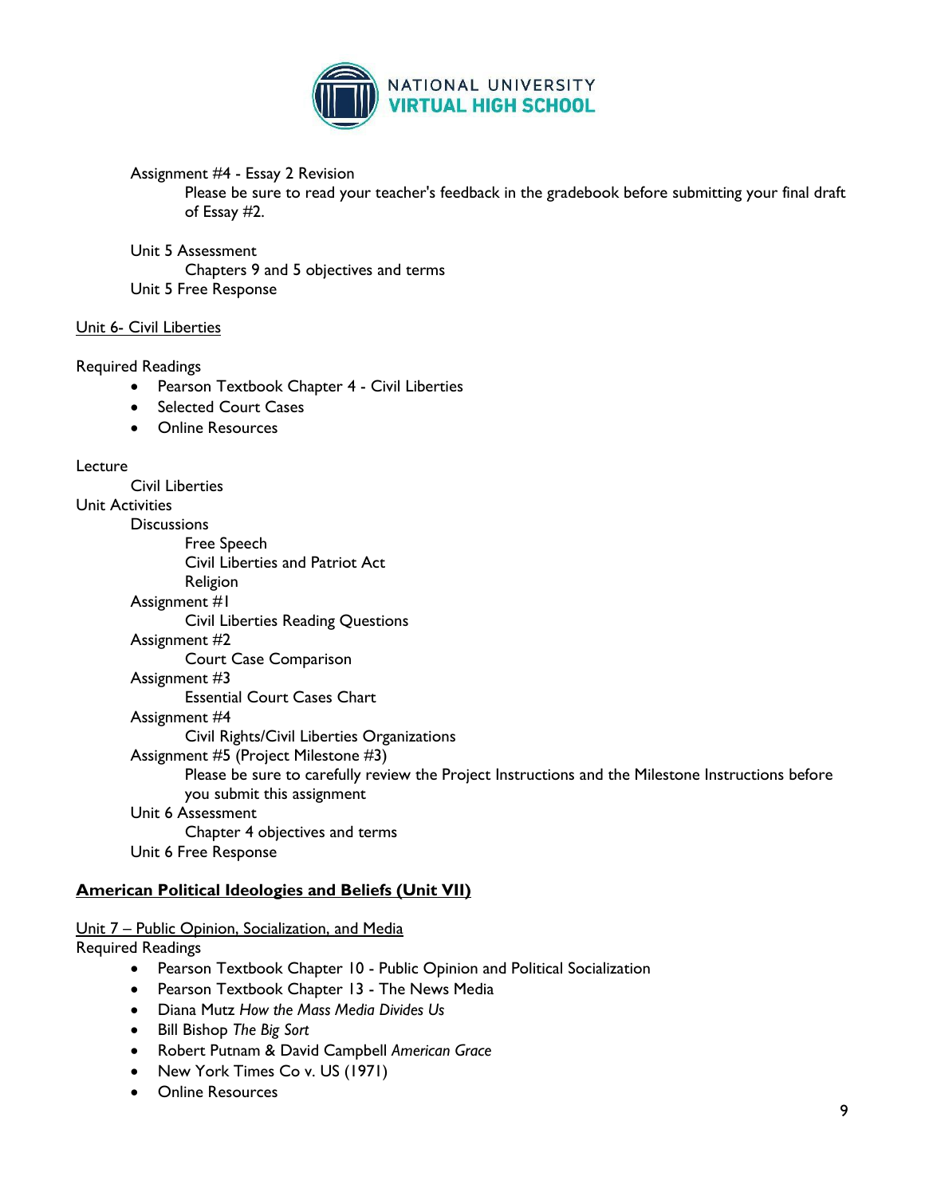Assignment #4 - Essay 2 Revision

Please be sure to read your teacher's feedback in the gradebook before submitting your final draft of Essay #2.

Unit 5 Assessment

Chapters 9 and 5 objectives and terms

Unit 5 Free Response

Unit 6- Civil Liberties

Required Readings

- Pearson Textbook Chapter 4 - Civil Liberties
- Selected Court Cases
- Online Resources

Lecture

Civil Liberties

Unit Activities

Discussions

Free Speech

Civil Liberties and Patriot Act

Religion

Assignment #1

Civil Liberties Reading Questions

Assignment #2

Court Case Comparison

Assignment #3

Essential Court Cases Chart

Assignment #4

Civil Rights/Civil Liberties Organizations

Assignment #5 (Project Milestone #3)

Please be sure to carefully review the Project Instructions and the Milestone Instructions before you submit this assignment

Unit 6 Assessment

Chapter 4 objectives and terms

Unit 6 Free Response

## American Political Ideologies and Beliefs (Unit VII)

Unit 7 – Public Opinion, Socialization, and Media

Required Readings

- Pearson Textbook Chapter 10 - Public Opinion and Political Socialization
- Pearson Textbook Chapter 13 - The News Media
- Diana Mutz *How the Mass Media Divides Us*
- Bill Bishop *The Big Sort*
- Robert Putnam & David Campbell *American Grace*
- New York Times Co v. US (1971)
- Online Resources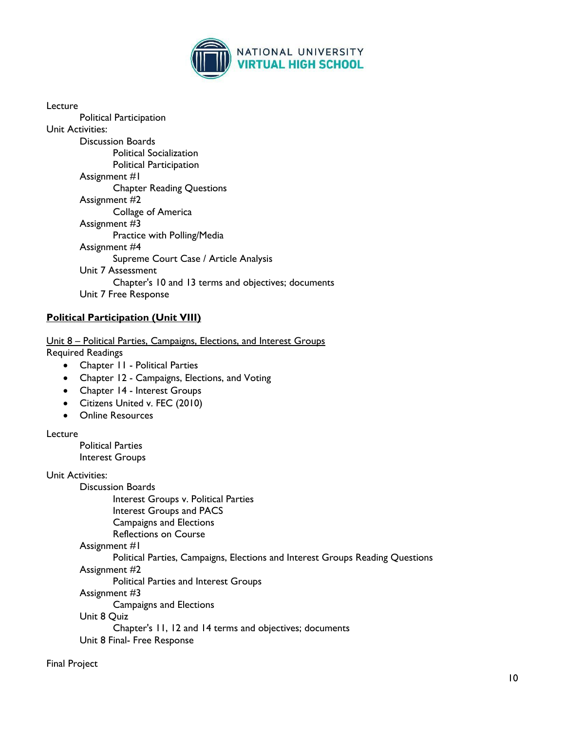Lecture

- Political Participation

Unit Activities:

- Discussion Boards
  - Political Socialization
  - Political Participation
- Assignment #1
  - Chapter Reading Questions
- Assignment #2
  - Collage of America
- Assignment #3
  - Practice with Polling/Media
- Assignment #4
  - Supreme Court Case / Article Analysis
- Unit 7 Assessment
  - Chapter's 10 and 13 terms and objectives; documents
- Unit 7 Free Response

**<u>Political Participation (Unit VIII)</u>**

<u>Unit 8 – Political Parties, Campaigns, Elections, and Interest Groups</u>

Required Readings

- Chapter 11 - Political Parties
- Chapter 12 - Campaigns, Elections, and Voting
- Chapter 14 - Interest Groups
- Citizens United v. FEC (2010)
- Online Resources

Lecture

- Political Parties
- Interest Groups

Unit Activities:

- Discussion Boards
  - Interest Groups v. Political Parties
  - Interest Groups and PACS
  - Campaigns and Elections
  - Reflections on Course
- Assignment #1
  - Political Parties, Campaigns, Elections and Interest Groups Reading Questions
- Assignment #2
  - Political Parties and Interest Groups
- Assignment #3
  - Campaigns and Elections
- Unit 8 Quiz
  - Chapter's 11, 12 and 14 terms and objectives; documents
- Unit 8 Final- Free Response

Final Project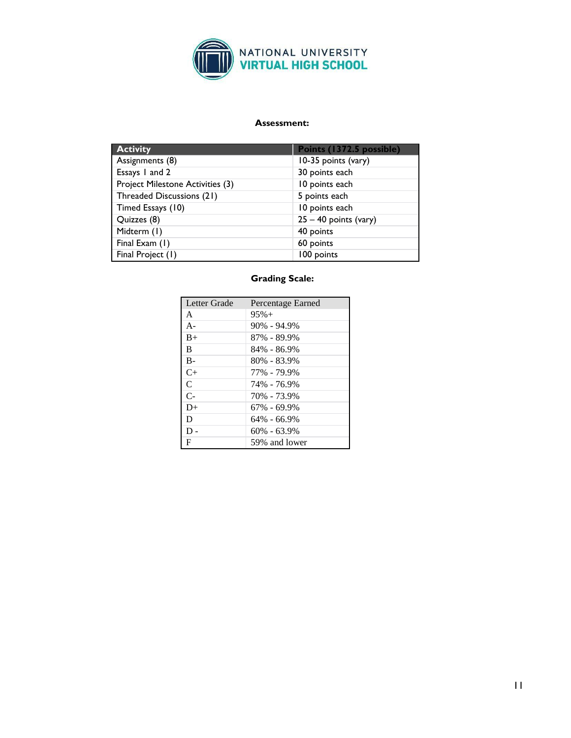NATIONAL UNIVERSITY VIRTUAL HIGH SCHOOL

**Assessment:**

| Activity | Points (1372.5 possible) |
| --- | --- |
| Assignments (8) | 10-35 points (vary) |
| Essays 1 and 2 | 30 points each |
| Project Milestone Activities (3) | 10 points each |
| Threaded Discussions (21) | 5 points each |
| Timed Essays (10) | 10 points each |
| Quizzes (8) | 25 – 40 points (vary) |
| Midterm (1) | 40 points |
| Final Exam (1) | 60 points |
| Final Project (1) | 100 points |

**Grading Scale:**

| Letter Grade | Percentage Earned |
| --- | --- |
| A | 95%+ |
| A- | 90% - 94.9% |
| B+ | 87% - 89.9% |
| B | 84% - 86.9% |
| B- | 80% - 83.9% |
| C+ | 77% - 79.9% |
| C | 74% - 76.9% |
| C- | 70% - 73.9% |
| D+ | 67% - 69.9% |
| D | 64% - 66.9% |
| D - | 60% - 63.9% |
| F | 59% and lower |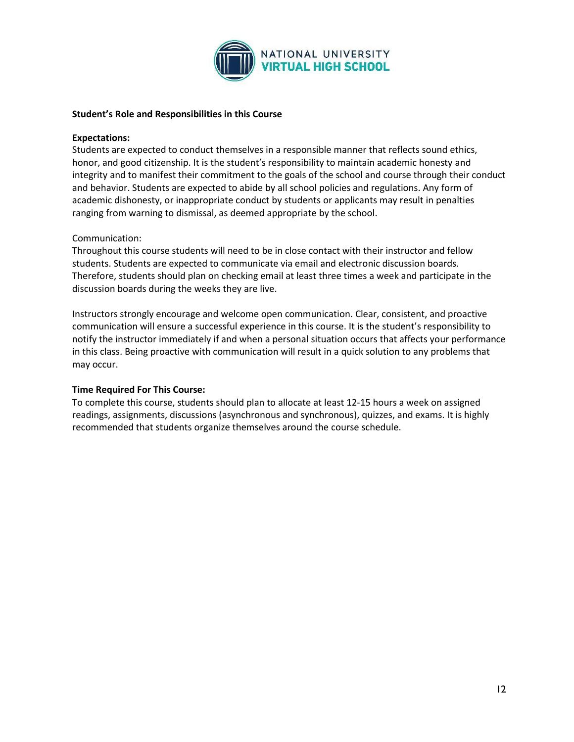**Student's Role and Responsibilities in this Course**

**Expectations:**
Students are expected to conduct themselves in a responsible manner that reflects sound ethics, honor, and good citizenship. It is the student's responsibility to maintain academic honesty and integrity and to manifest their commitment to the goals of the school and course through their conduct and behavior. Students are expected to abide by all school policies and regulations. Any form of academic dishonesty, or inappropriate conduct by students or applicants may result in penalties ranging from warning to dismissal, as deemed appropriate by the school.

Communication:
Throughout this course students will need to be in close contact with their instructor and fellow students. Students are expected to communicate via email and electronic discussion boards. Therefore, students should plan on checking email at least three times a week and participate in the discussion boards during the weeks they are live.

Instructors strongly encourage and welcome open communication. Clear, consistent, and proactive communication will ensure a successful experience in this course. It is the student's responsibility to notify the instructor immediately if and when a personal situation occurs that affects your performance in this class. Being proactive with communication will result in a quick solution to any problems that may occur.

**Time Required For This Course:**
To complete this course, students should plan to allocate at least 12-15 hours a week on assigned readings, assignments, discussions (asynchronous and synchronous), quizzes, and exams. It is highly recommended that students organize themselves around the course schedule.